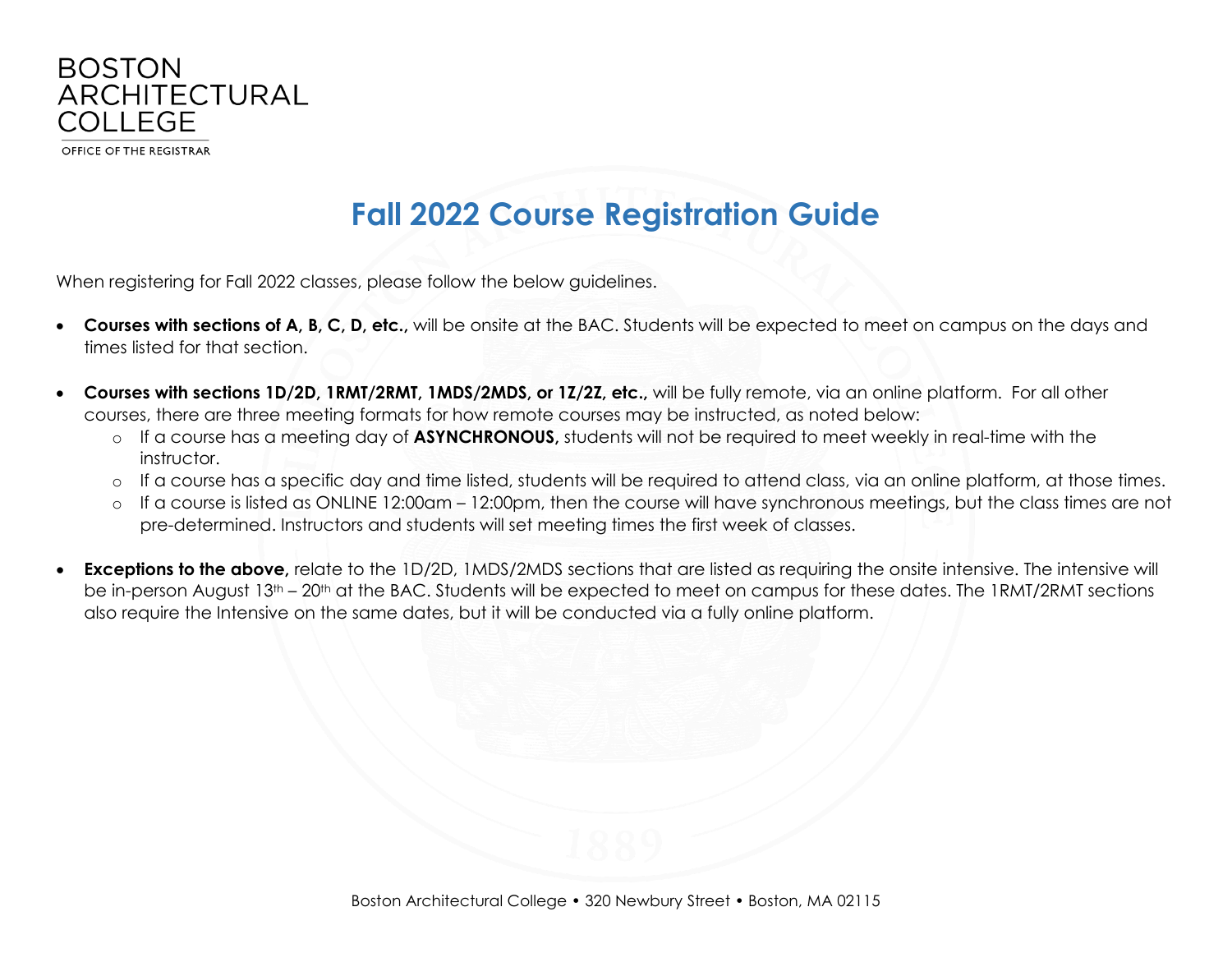BOSTON ARCHITECTURAL COLLEGE

OFFICE OF THE REGISTRAR

# Fall 2022 Course Registration Guide

When registering for Fall 2022 classes, please follow the below guidelines.

- **Courses with sections of A, B, C, D, etc.,** will be onsite at the BAC. Students will be expected to meet on campus on the days and times listed for that section.

- **Courses with sections 1D/2D, 1RMT/2RMT, 1MDS/2MDS, or 1Z/2Z, etc.,** will be fully remote, via an online platform. For all other courses, there are three meeting formats for how remote courses may be instructed, as noted below:
  - If a course has a meeting day of **ASYNCHRONOUS,** students will not be required to meet weekly in real-time with the instructor.
  - If a course has a specific day and time listed, students will be required to attend class, via an online platform, at those times.
  - If a course is listed as ONLINE 12:00am – 12:00pm, then the course will have synchronous meetings, but the class times are not pre-determined. Instructors and students will set meeting times the first week of classes.

- **Exceptions to the above,** relate to the 1D/2D, 1MDS/2MDS sections that are listed as requiring the onsite intensive. The intensive will be in-person August 13th – 20th at the BAC. Students will be expected to meet on campus for these dates. The 1RMT/2RMT sections also require the Intensive on the same dates, but it will be conducted via a fully online platform.

Boston Architectural College • 320 Newbury Street • Boston, MA 02115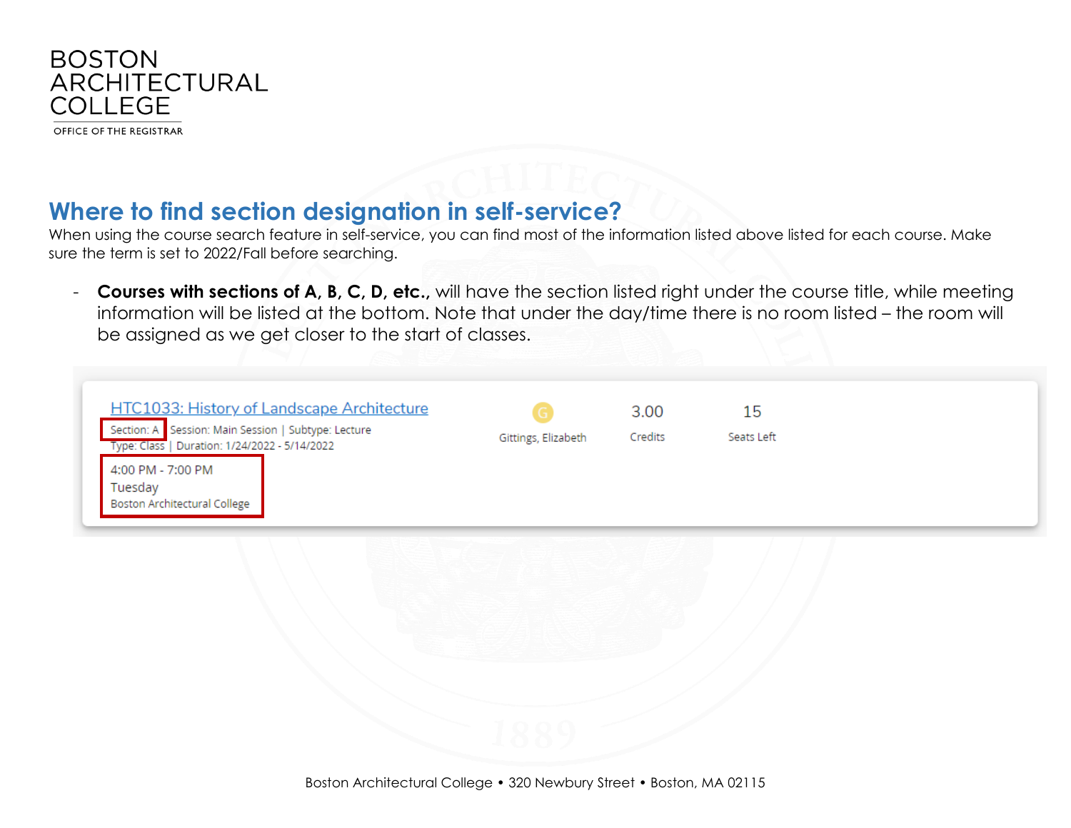## Where to find section designation in self-service?

When using the course search feature in self-service, you can find most of the information listed above listed for each course. Make sure the term is set to 2022/Fall before searching.

- **Courses with sections of A, B, C, D, etc.,** will have the section listed right under the course title, while meeting information will be listed at the bottom. Note that under the day/time there is no room listed – the room will be assigned as we get closer to the start of classes.

HTC1033: History of Landscape Architecture

Section: A | Session: Main Session | Subtype: Lecture
Type: Class | Duration: 1/24/2022 - 5/14/2022

4:00 PM - 7:00 PM
Tuesday
Boston Architectural College

Gittings, Elizabeth

3.00 Credits

15 Seats Left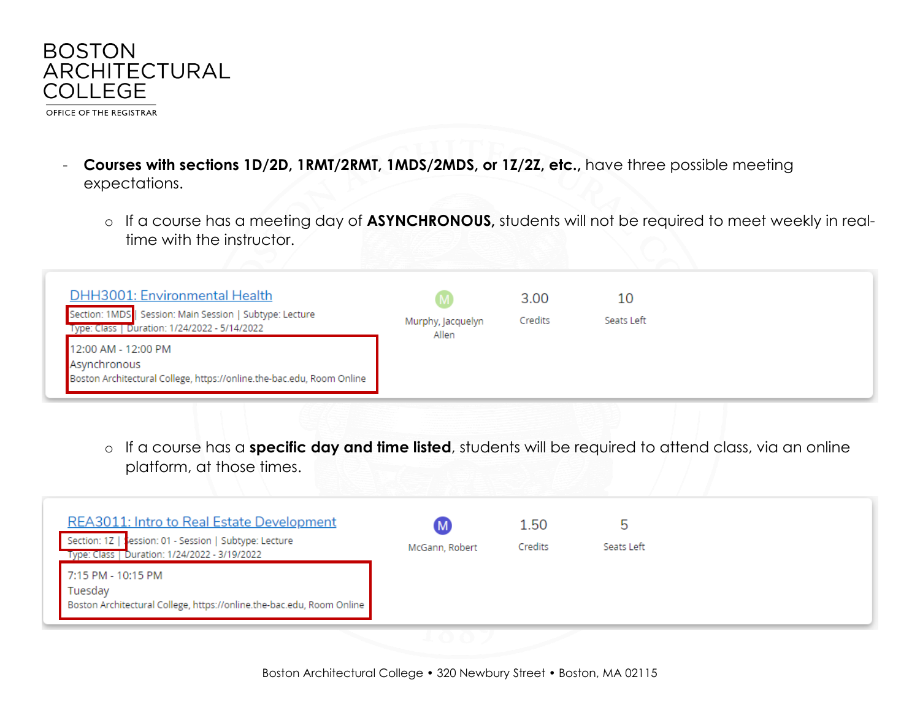- **Courses with sections 1D/2D, 1RMT/2RMT, 1MDS/2MDS, or 1Z/2Z, etc.,** have three possible meeting expectations.
  - If a course has a meeting day of **ASYNCHRONOUS,** students will not be required to meet weekly in real-time with the instructor.

DHH3001: Environmental Health

Section: 1MDS | Session: Main Session | Subtype: Lecture

Type: Class | Duration: 1/24/2022 - 5/14/2022

12:00 AM - 12:00 PM

Asynchronous

Boston Architectural College, https://online.the-bac.edu, Room Online

Murphy, Jacquelyn Allen

3.00 Credits

10 Seats Left

  - If a course has a **specific day and time listed**, students will be required to attend class, via an online platform, at those times.

REA3011: Intro to Real Estate Development

Section: 1Z | Session: 01 - Session | Subtype: Lecture

Type: Class | Duration: 1/24/2022 - 3/19/2022

7:15 PM - 10:15 PM

Tuesday

Boston Architectural College, https://online.the-bac.edu, Room Online

McGann, Robert

1.50 Credits

5 Seats Left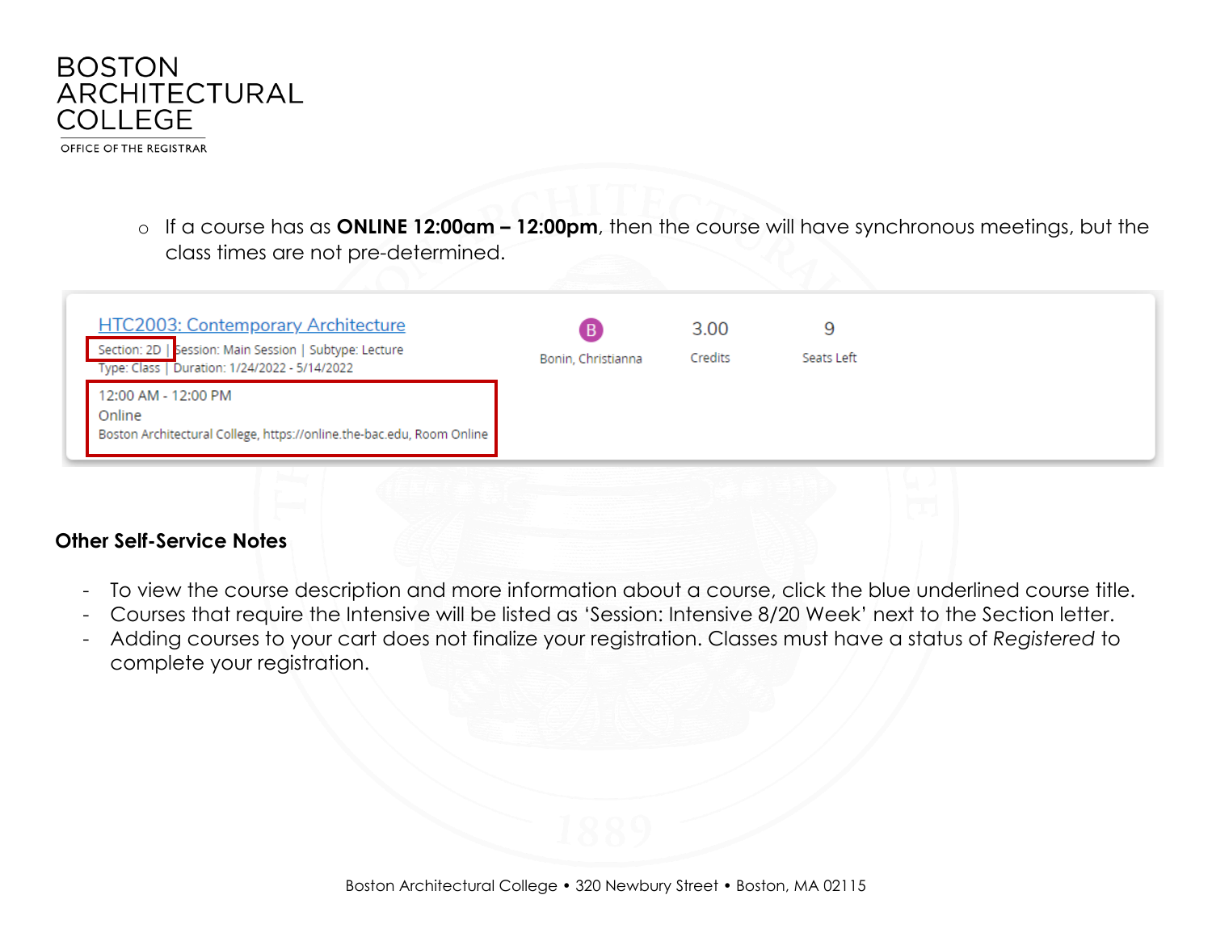- If a course has as **ONLINE 12:00am – 12:00pm**, then the course will have synchronous meetings, but the class times are not pre-determined.

HTC2003: Contemporary Architecture
Section: 2D | Session: Main Session | Subtype: Lecture
Type: Class | Duration: 1/24/2022 - 5/14/2022

12:00 AM - 12:00 PM
Online
Boston Architectural College, https://online.the-bac.edu, Room Online

B
Bonin, Christianna

3.00
Credits

9
Seats Left

### Other Self-Service Notes

- To view the course description and more information about a course, click the blue underlined course title.
- Courses that require the Intensive will be listed as 'Session: Intensive 8/20 Week' next to the Section letter.
- Adding courses to your cart does not finalize your registration. Classes must have a status of *Registered* to complete your registration.